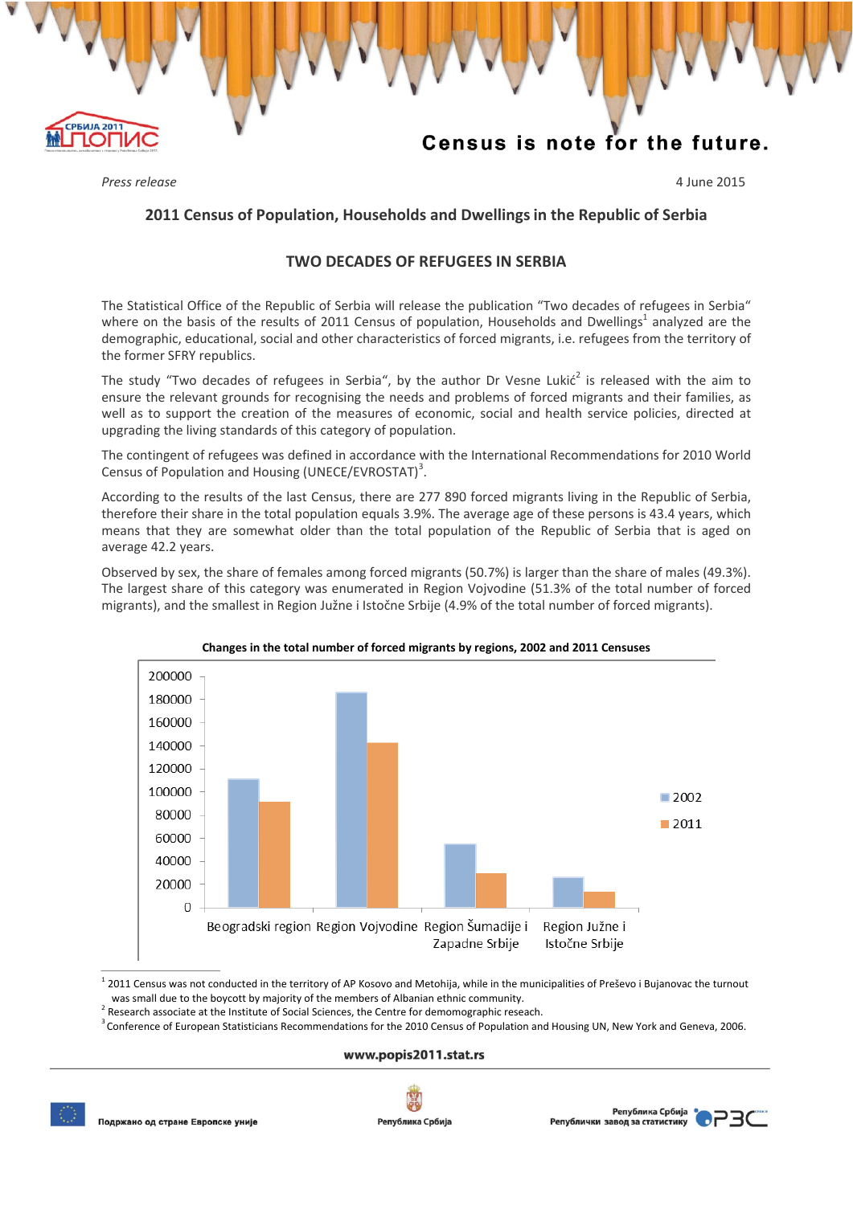Census is note for the future.

*Press release*

4 June 2015

## 2011 Census of Population, Households and Dwellings in the Republic of Serbia

## TWO DECADES OF REFUGEES IN SERBIA

The Statistical Office of the Republic of Serbia will release the publication "Two decades of refugees in Serbia" where on the basis of the results of 2011 Census of population, Households and Dwellings[1] analyzed are the demographic, educational, social and other characteristics of forced migrants, i.e. refugees from the territory of the former SFRY republics.

The study "Two decades of refugees in Serbia", by the author Dr Vesne Lukić[2] is released with the aim to ensure the relevant grounds for recognising the needs and problems of forced migrants and their families, as well as to support the creation of the measures of economic, social and health service policies, directed at upgrading the living standards of this category of population.

The contingent of refugees was defined in accordance with the International Recommendations for 2010 World Census of Population and Housing (UNECE/EVROSTAT)[3].

According to the results of the last Census, there are 277 890 forced migrants living in the Republic of Serbia, therefore their share in the total population equals 3.9%. The average age of these persons is 43.4 years, which means that they are somewhat older than the total population of the Republic of Serbia that is aged on average 42.2 years.

Observed by sex, the share of females among forced migrants (50.7%) is larger than the share of males (49.3%). The largest share of this category was enumerated in Region Vojvodine (51.3% of the total number of forced migrants), and the smallest in Region Južne i Istočne Srbije (4.9% of the total number of forced migrants).

**Changes in the total number of forced migrants by regions, 2002 and 2011 Censuses**

[1] 2011 Census was not conducted in the territory of AP Kosovo and Metohija, while in the municipalities of Preševo i Bujanovac the turnout was small due to the boycott by majority of the members of Albanian ethnic community.

[2] Research associate at the Institute of Social Sciences, the Centre for demomographic reseach.

[3] Conference of European Statisticians Recommendations for the 2010 Census of Population and Housing UN, New York and Geneva, 2006.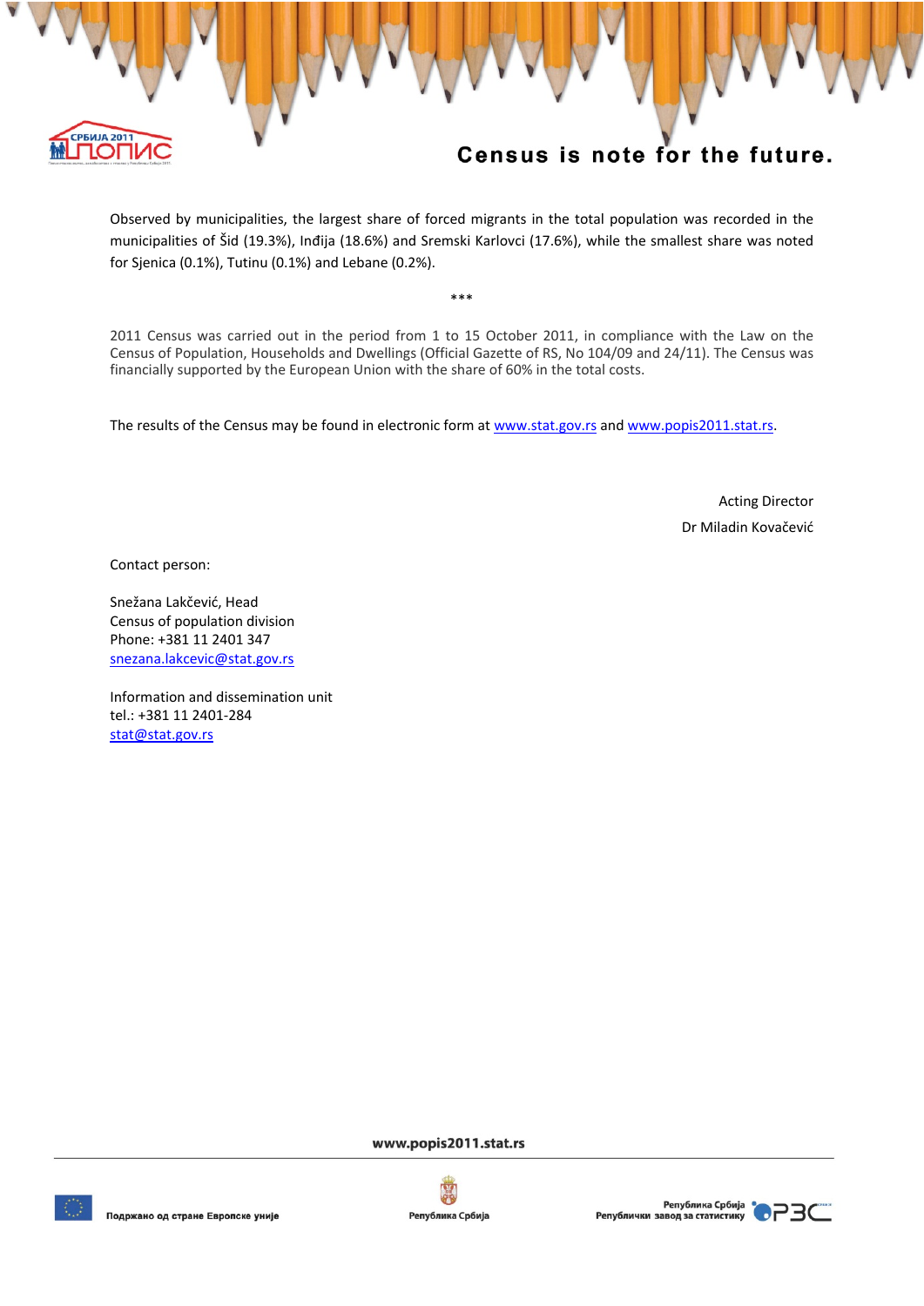Observed by municipalities, the largest share of forced migrants in the total population was recorded in the municipalities of Šid (19.3%), Inđija (18.6%) and Sremski Karlovci (17.6%), while the smallest share was noted for Sjenica (0.1%), Tutinu (0.1%) and Lebane (0.2%).

***

2011 Census was carried out in the period from 1 to 15 October 2011, in compliance with the Law on the Census of Population, Households and Dwellings (Official Gazette of RS, No 104/09 and 24/11). The Census was financially supported by the European Union with the share of 60% in the total costs.

The results of the Census may be found in electronic form at www.stat.gov.rs and www.popis2011.stat.rs.

Acting Director

Dr Miladin Kovačević

Contact person:

Snežana Lakčević, Head
Census of population division
Phone: +381 11 2401 347
snezana.lakcevic@stat.gov.rs

Information and dissemination unit
tel.: +381 11 2401-284
stat@stat.gov.rs